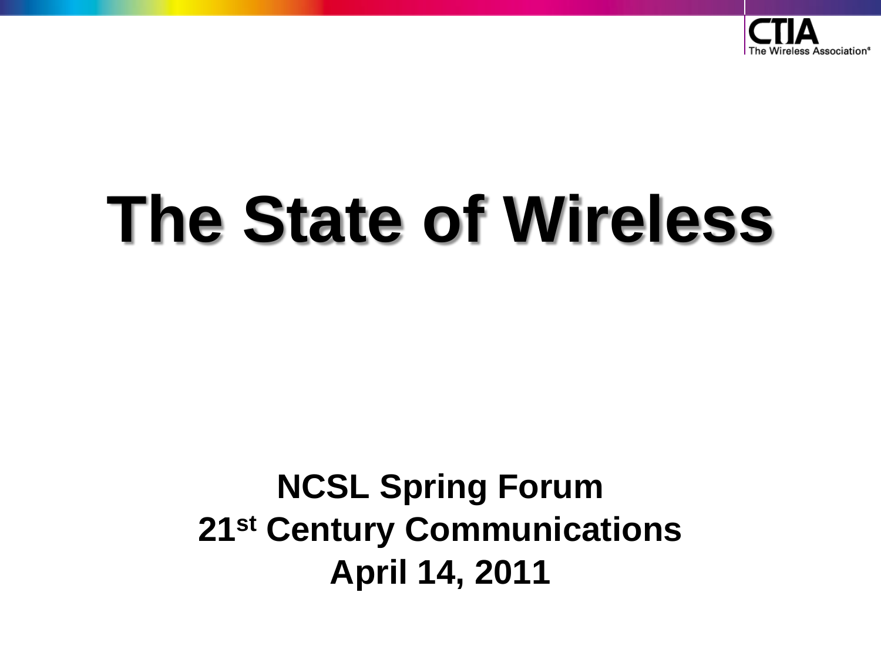CTIA The Wireless Association®

# The State of Wireless

**NCSL Spring Forum**
**21st Century Communications**
**April 14, 2011**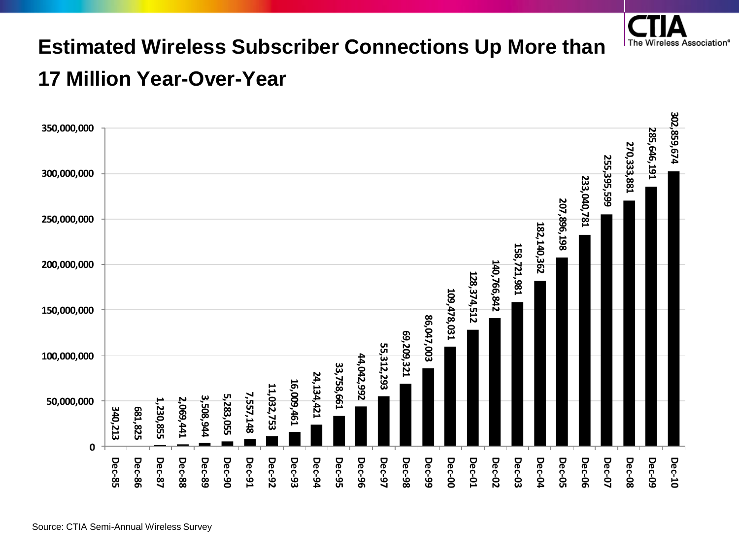# Estimated Wireless Subscriber Connections Up More than 17 Million Year-Over-Year

CTIA The Wireless Association®

350,000,000
300,000,000
250,000,000
200,000,000
150,000,000
100,000,000
50,000,000
0

Dec-85 340,213
Dec-86 681,825
Dec-87 1,230,855
Dec-88 2,069,441
Dec-89 3,508,944
Dec-90 5,283,055
Dec-91 7,557,148
Dec-92 11,032,753
Dec-93 16,009,461
Dec-94 24,134,421
Dec-95 33,758,661
Dec-96 44,042,992
Dec-97 55,312,293
Dec-98 69,209,321
Dec-99 86,047,003
Dec-00 109,478,031
Dec-01 128,374,512
Dec-02 140,766,842
Dec-03 158,721,981
Dec-04 182,140,362
Dec-05 207,896,198
Dec-06 233,040,781
Dec-07 255,395,599
Dec-08 270,333,881
Dec-09 285,646,191
Dec-10 302,859,674

Source: CTIA Semi-Annual Wireless Survey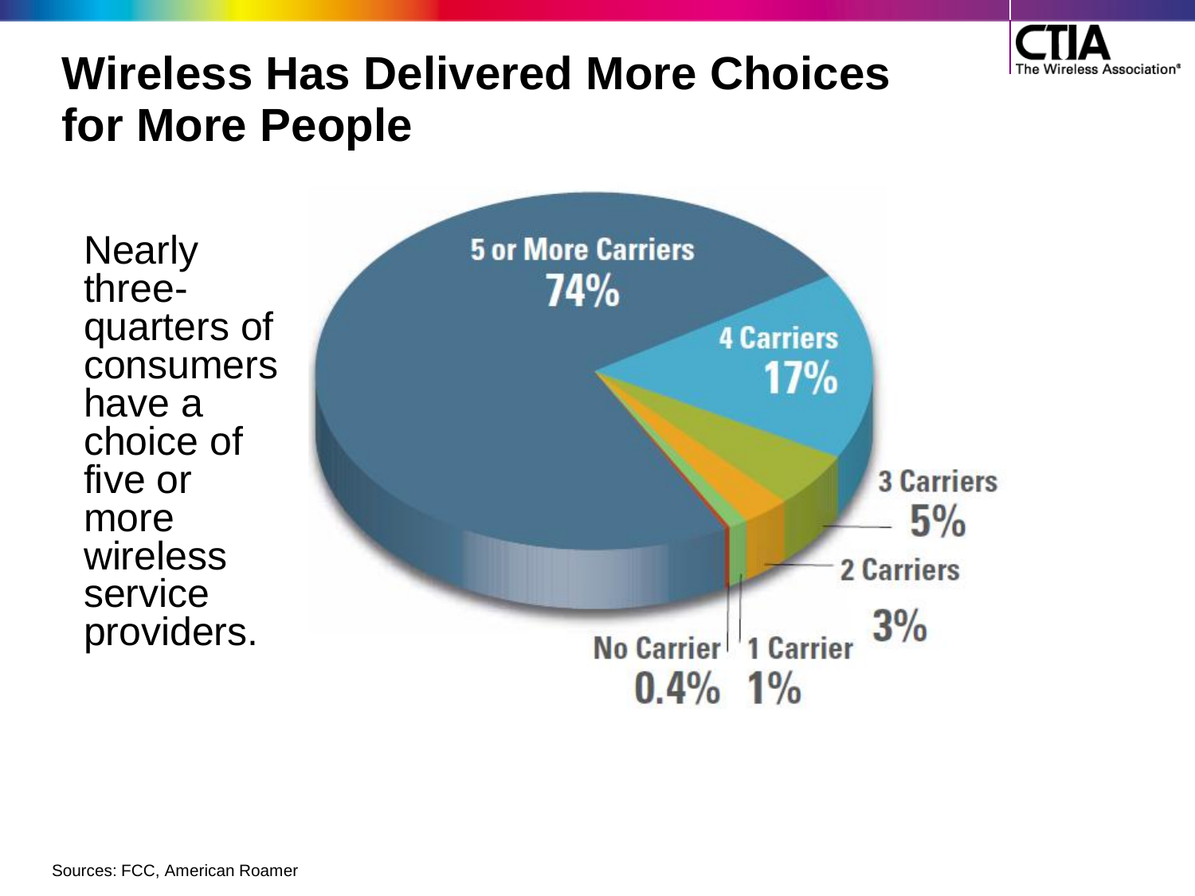# Wireless Has Delivered More Choices for More People

Nearly three-quarters of consumers have a choice of five or more wireless service providers.

5 or More Carriers
74%

4 Carriers
17%

3 Carriers
5%

2 Carriers
3%

1 Carrier
1%

No Carrier
0.4%

Sources: FCC, American Roamer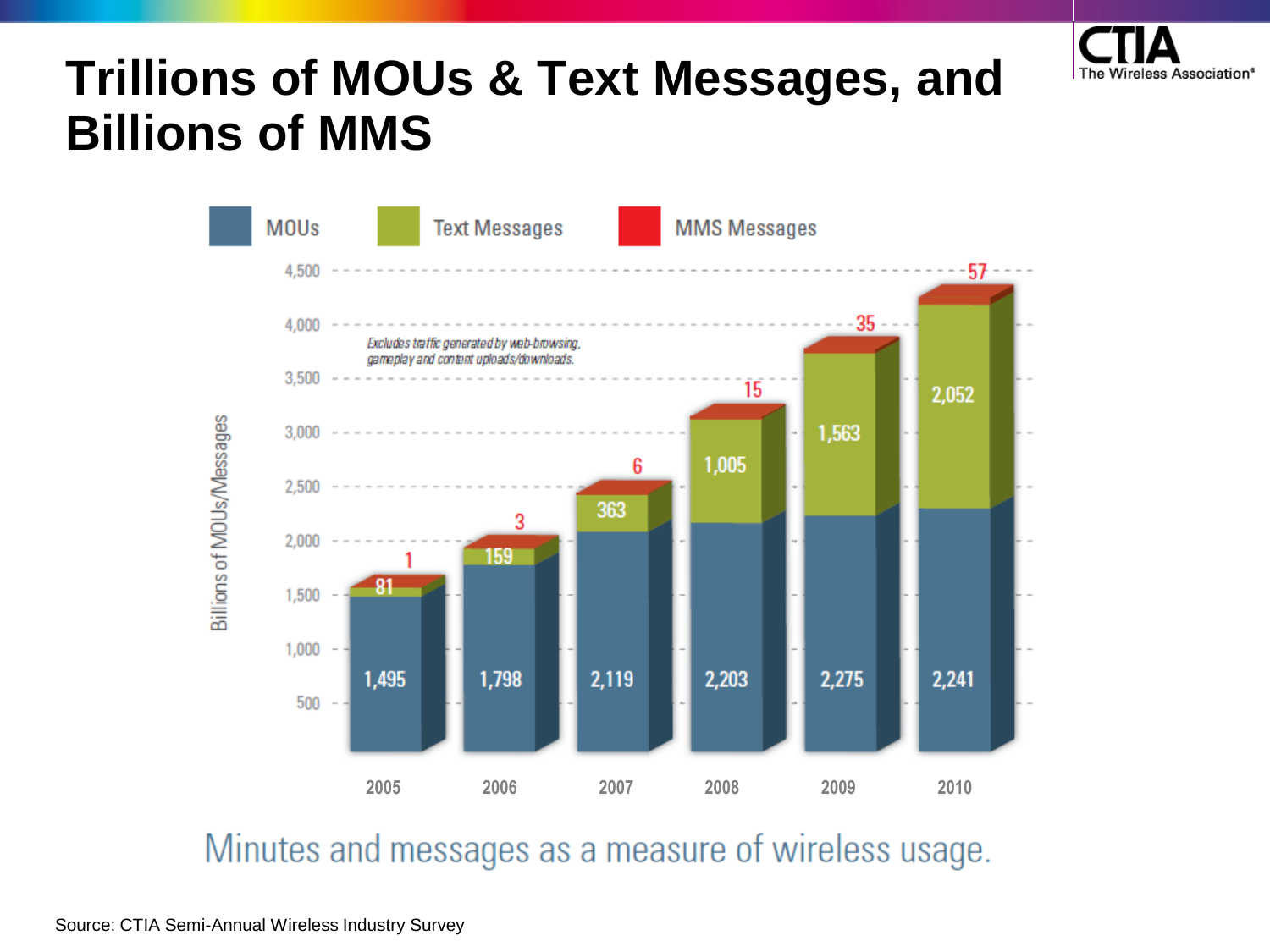# Trillions of MOUs & Text Messages, and Billions of MMS

CTIA The Wireless Association®

MOUs
Text Messages
MMS Messages

Billions of MOUs/Messages

4,500
4,000
3,500
3,000
2,500
2,000
1,500
1,000
500

*Excludes traffic generated by web-browsing, gameplay and content uploads/downloads.*

2005: 1,495 | 81 | 1
2006: 1,798 | 159 | 3
2007: 2,119 | 363 | 6
2008: 2,203 | 1,005 | 15
2009: 2,275 | 1,563 | 35
2010: 2,241 | 2,052 | 57

Minutes and messages as a measure of wireless usage.

Source: CTIA Semi-Annual Wireless Industry Survey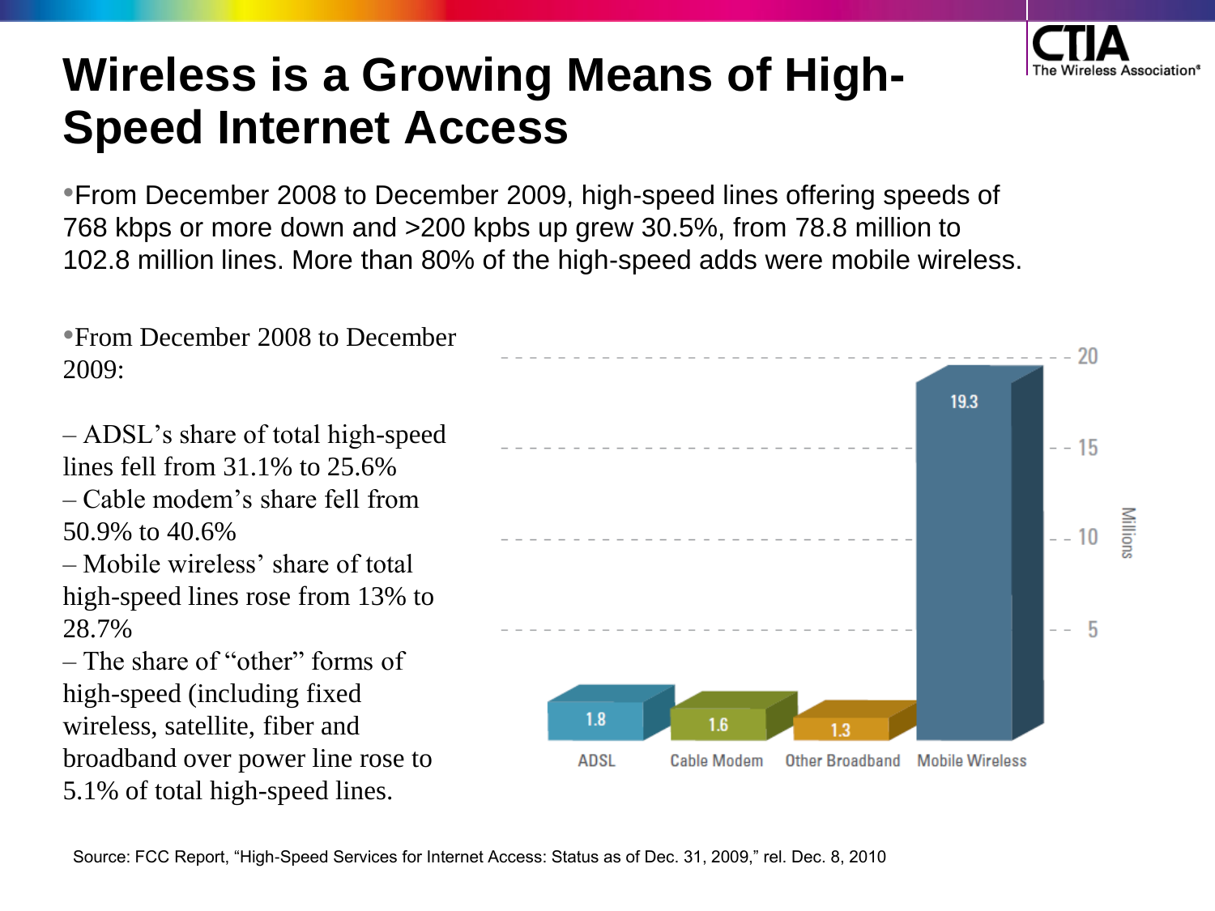# Wireless is a Growing Means of High-Speed Internet Access

CTIA The Wireless Association®

- From December 2008 to December 2009, high-speed lines offering speeds of 768 kbps or more down and >200 kpbs up grew 30.5%, from 78.8 million to 102.8 million lines. More than 80% of the high-speed adds were mobile wireless.

- From December 2008 to December 2009:

  – ADSL's share of total high-speed lines fell from 31.1% to 25.6%
  – Cable modem's share fell from 50.9% to 40.6%
  – Mobile wireless' share of total high-speed lines rose from 13% to 28.7%
  – The share of "other" forms of high-speed (including fixed wireless, satellite, fiber and broadband over power line rose to 5.1% of total high-speed lines.

20
15
10
5
Millions

1.8
ADSL

1.6
Cable Modem

1.3
Other Broadband

19.3
Mobile Wireless

Source: FCC Report, "High-Speed Services for Internet Access: Status as of Dec. 31, 2009," rel. Dec. 8, 2010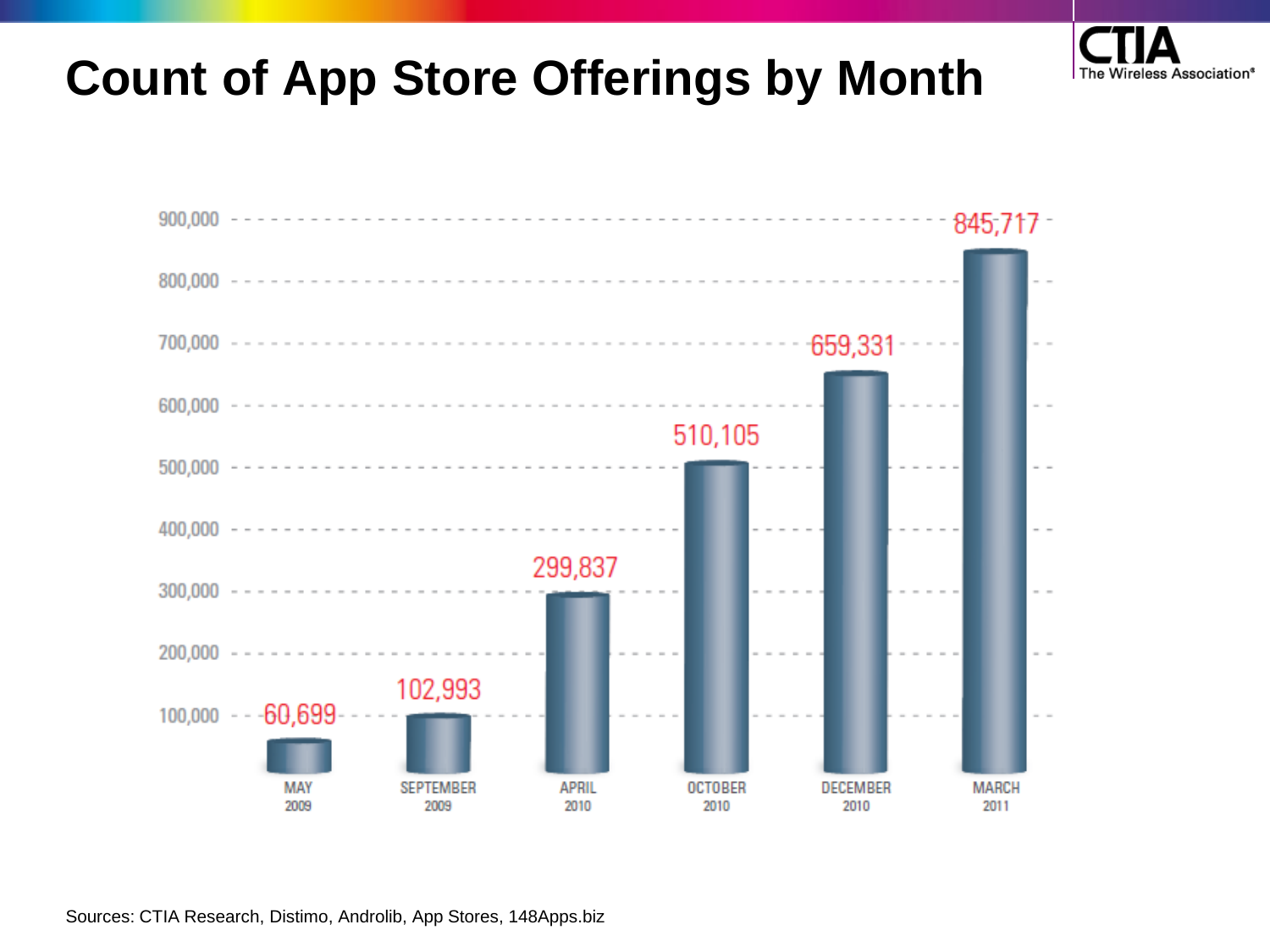# Count of App Store Offerings by Month

900,000
800,000
700,000
600,000
500,000
400,000
300,000
200,000
100,000

60,699
102,993
299,837
510,105
659,331
845,717

MAY 2009
SEPTEMBER 2009
APRIL 2010
OCTOBER 2010
DECEMBER 2010
MARCH 2011

Sources: CTIA Research, Distimo, Androlib, App Stores, 148Apps.biz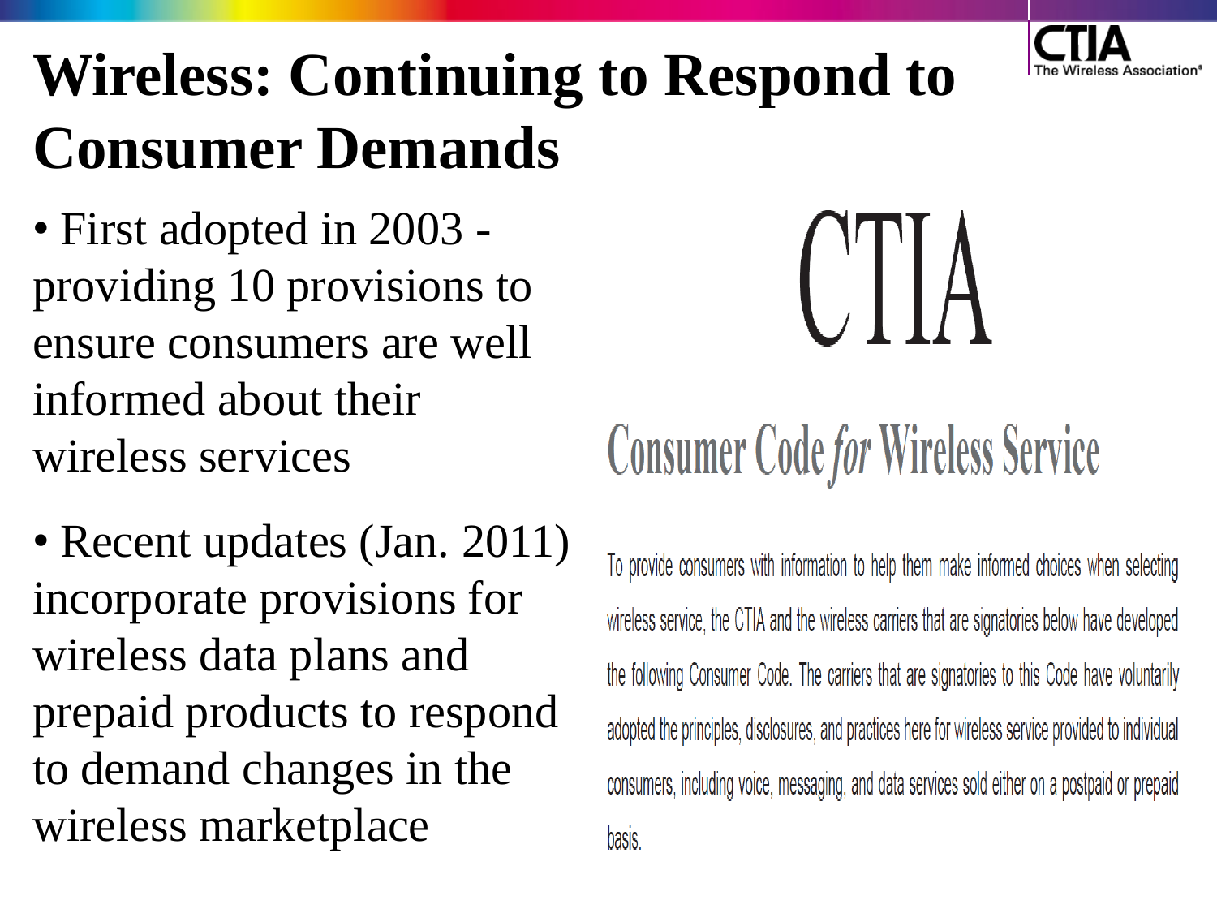# Wireless: Continuing to Respond to Consumer Demands

- First adopted in 2003 - providing 10 provisions to ensure consumers are well informed about their wireless services

- Recent updates (Jan. 2011) incorporate provisions for wireless data plans and prepaid products to respond to demand changes in the wireless marketplace

CTIA

## Consumer Code *for* Wireless Service

To provide consumers with information to help them make informed choices when selecting wireless service, the CTIA and the wireless carriers that are signatories below have developed the following Consumer Code. The carriers that are signatories to this Code have voluntarily adopted the principles, disclosures, and practices here for wireless service provided to individual consumers, including voice, messaging, and data services sold either on a postpaid or prepaid basis.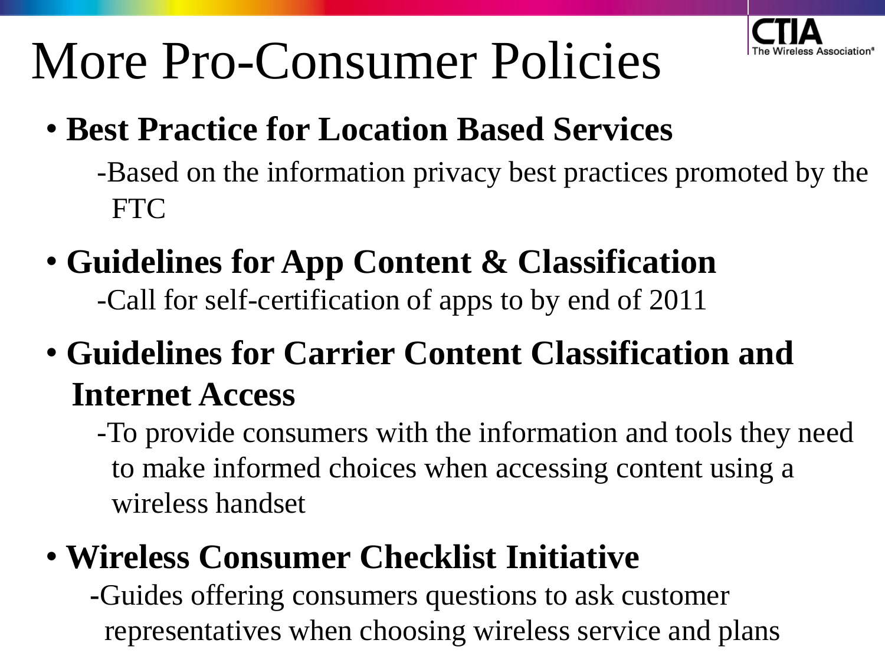# More Pro-Consumer Policies

CTIA The Wireless Association®

- **Best Practice for Location Based Services**
  - -Based on the information privacy best practices promoted by the FTC
- **Guidelines for App Content & Classification**
  - -Call for self-certification of apps to by end of 2011
- **Guidelines for Carrier Content Classification and Internet Access**
  - -To provide consumers with the information and tools they need to make informed choices when accessing content using a wireless handset
- **Wireless Consumer Checklist Initiative**
  - -Guides offering consumers questions to ask customer representatives when choosing wireless service and plans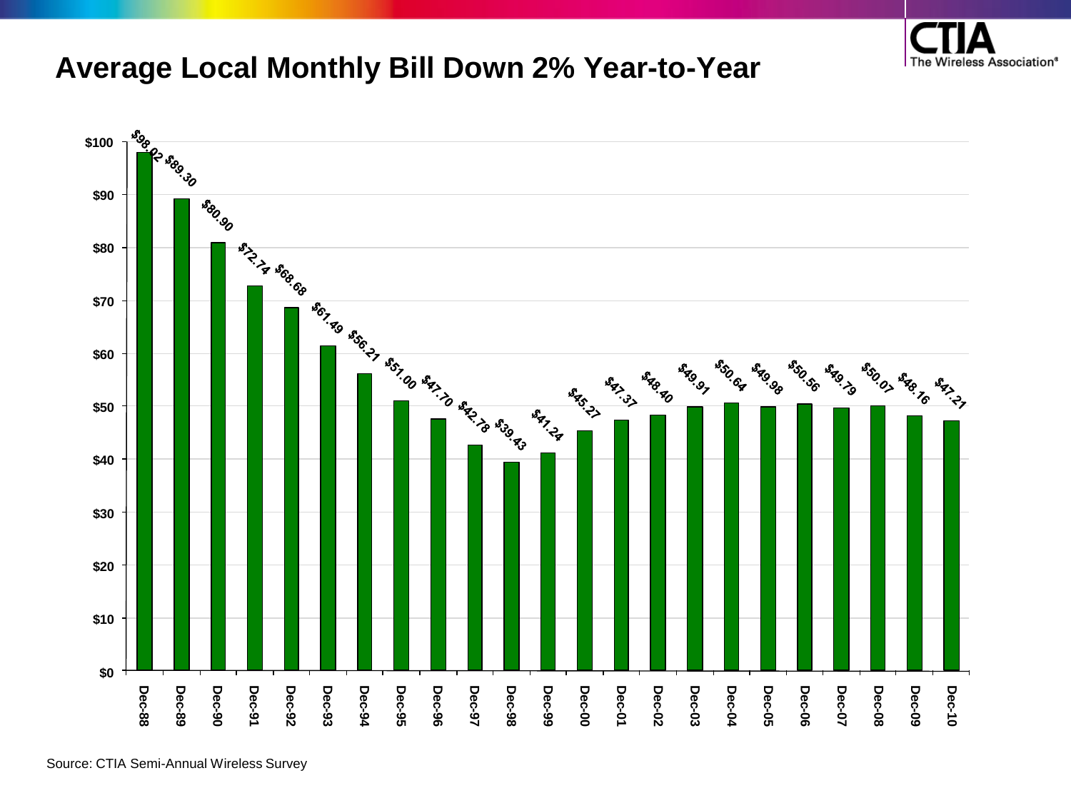# Average Local Monthly Bill Down 2% Year-to-Year

CTIA The Wireless Association®

$100
$90
$80
$70
$60
$50
$40
$30
$20
$10
$0

$98.02 $89.30 $80.90 $72.74 $68.68 $61.49 $56.21 $51.00 $47.70 $42.78 $39.43 $41.24 $45.27 $47.37 $48.40 $49.91 $50.64 $49.98 $50.56 $49.79 $50.07 $48.16 $47.21

Dec-88 Dec-89 Dec-90 Dec-91 Dec-92 Dec-93 Dec-94 Dec-95 Dec-96 Dec-97 Dec-98 Dec-99 Dec-00 Dec-01 Dec-02 Dec-03 Dec-04 Dec-05 Dec-06 Dec-07 Dec-08 Dec-09 Dec-10

Source: CTIA Semi-Annual Wireless Survey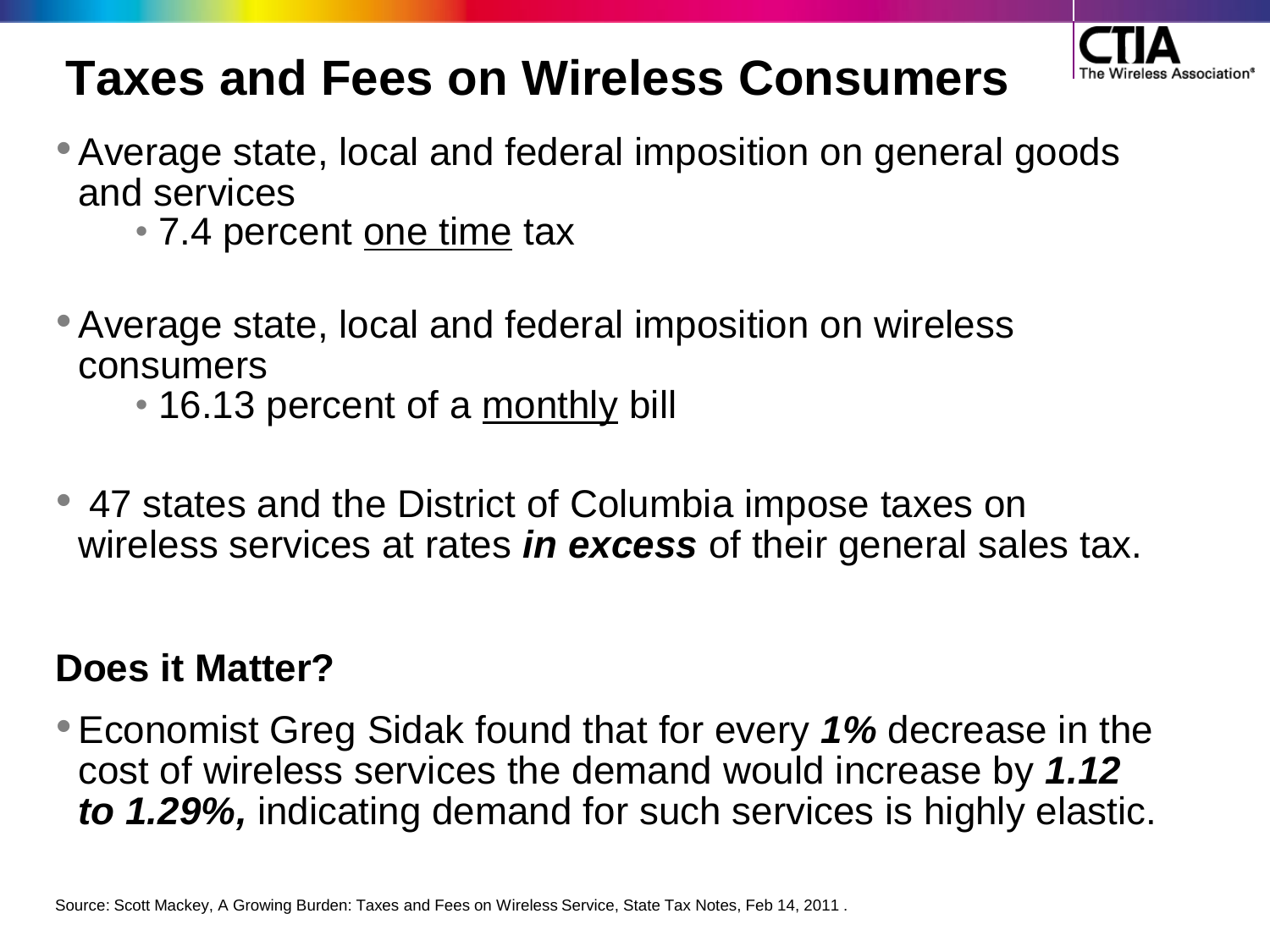# Taxes and Fees on Wireless Consumers

- Average state, local and federal imposition on general goods and services
  - 7.4 percent <u>one time</u> tax
- Average state, local and federal imposition on wireless consumers
  - 16.13 percent of a <u>monthly</u> bill
- 47 states and the District of Columbia impose taxes on wireless services at rates ***in excess*** of their general sales tax.

## Does it Matter?

- Economist Greg Sidak found that for every ***1%*** decrease in the cost of wireless services the demand would increase by ***1.12 to 1.29%,*** indicating demand for such services is highly elastic.

Source: Scott Mackey, A Growing Burden: Taxes and Fees on Wireless Service, State Tax Notes, Feb 14, 2011 .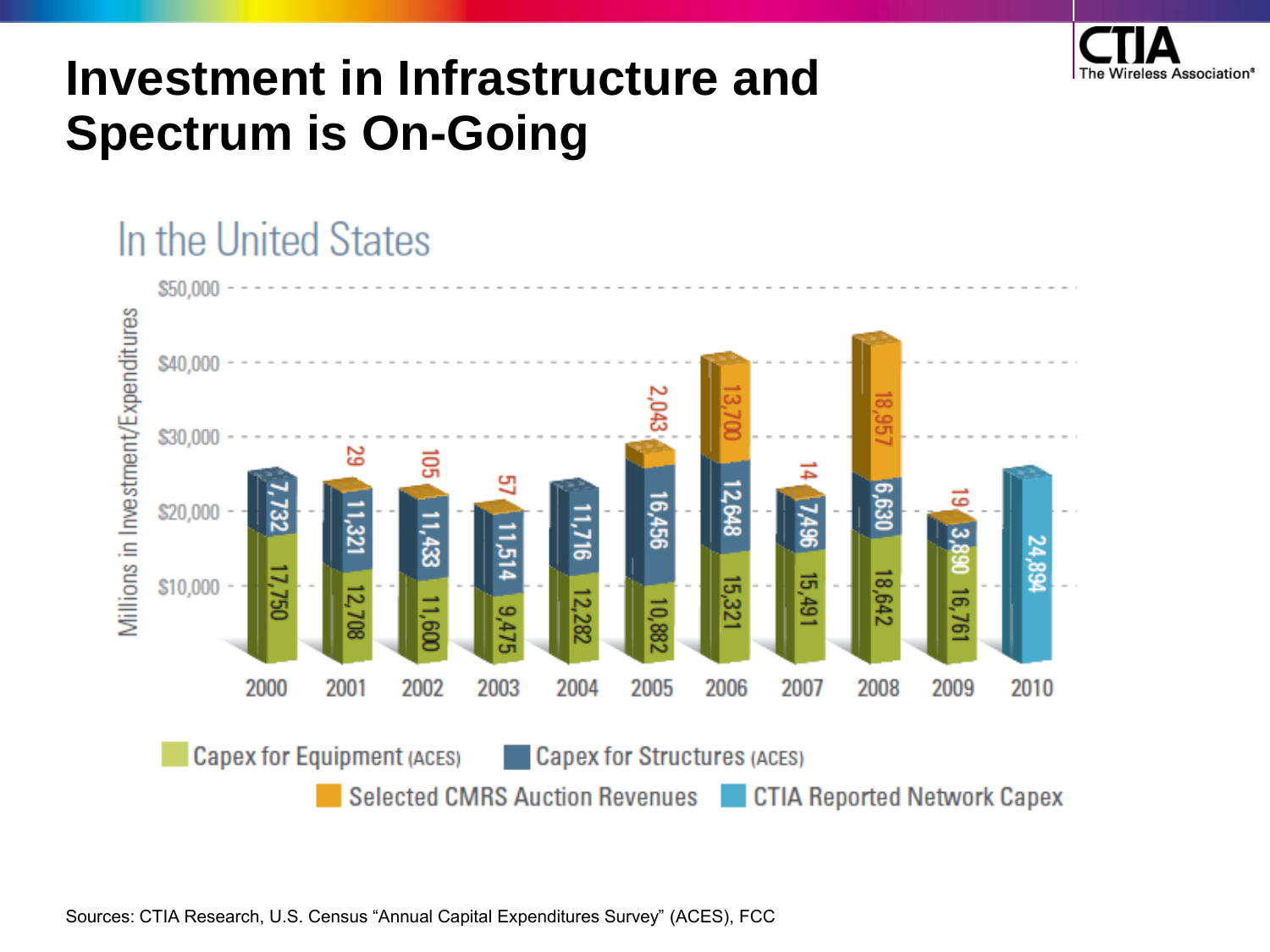# Investment in Infrastructure and Spectrum is On-Going

In the United States

Millions in Investment/Expenditures

$50,000
$40,000
$30,000
$20,000
$10,000

2000: 17,750 / 7,732
2001: 12,708 / 11,321 / 29
2002: 11,600 / 11,433 / 105
2003: 9,475 / 11,514 / 57
2004: 12,282 / 11,716
2005: 10,882 / 16,456 / 2,043
2006: 15,321 / 12,648 / 13,700
2007: 15,491 / 7,496 / 14
2008: 18,642 / 6,630 / 18,957
2009: 16,761 / 3,890 / 19
2010: 24,894

Capex for Equipment (ACES)
Capex for Structures (ACES)
Selected CMRS Auction Revenues
CTIA Reported Network Capex

Sources: CTIA Research, U.S. Census “Annual Capital Expenditures Survey” (ACES), FCC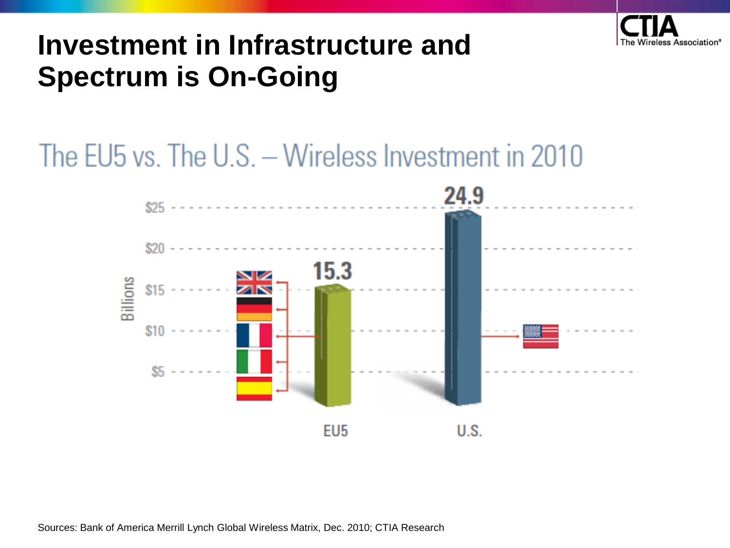# Investment in Infrastructure and Spectrum is On-Going

The EU5 vs. The U.S. – Wireless Investment in 2010

Billions

$25
$20
$15
$10
$5

15.3
24.9

EU5
U.S.

Sources: Bank of America Merrill Lynch Global Wireless Matrix, Dec. 2010; CTIA Research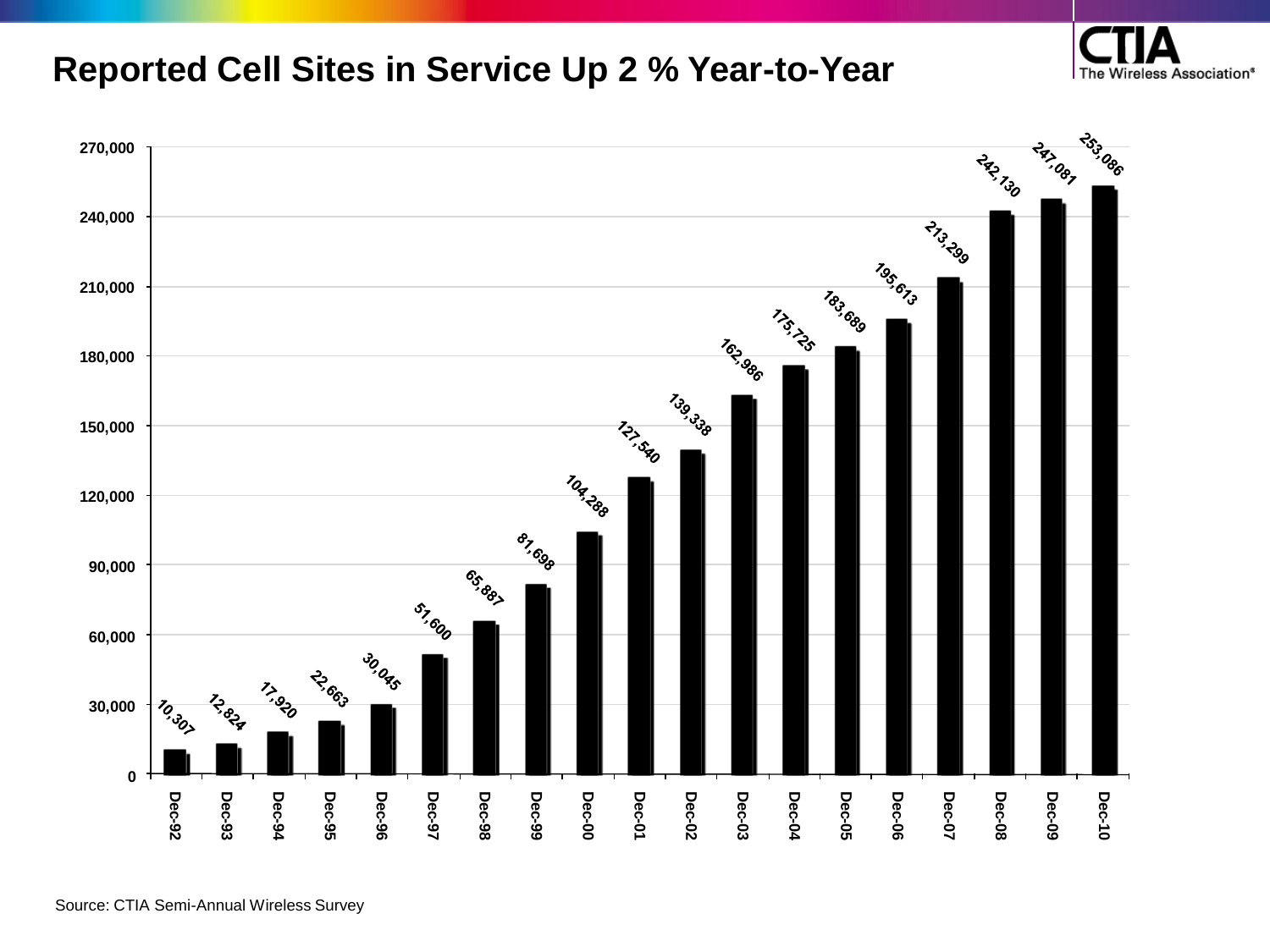# Reported Cell Sites in Service Up 2 % Year-to-Year

270,000
240,000
210,000
180,000
150,000
120,000
90,000
60,000
30,000
0

10,307
12,824
17,920
22,663
30,045
51,600
65,887
81,698
104,288
127,540
139,338
162,986
175,725
183,689
195,613
213,299
242,130
247,081
253,086

Dec-92
Dec-93
Dec-94
Dec-95
Dec-96
Dec-97
Dec-98
Dec-99
Dec-00
Dec-01
Dec-02
Dec-03
Dec-04
Dec-05
Dec-06
Dec-07
Dec-08
Dec-09
Dec-10

Source: CTIA Semi-Annual Wireless Survey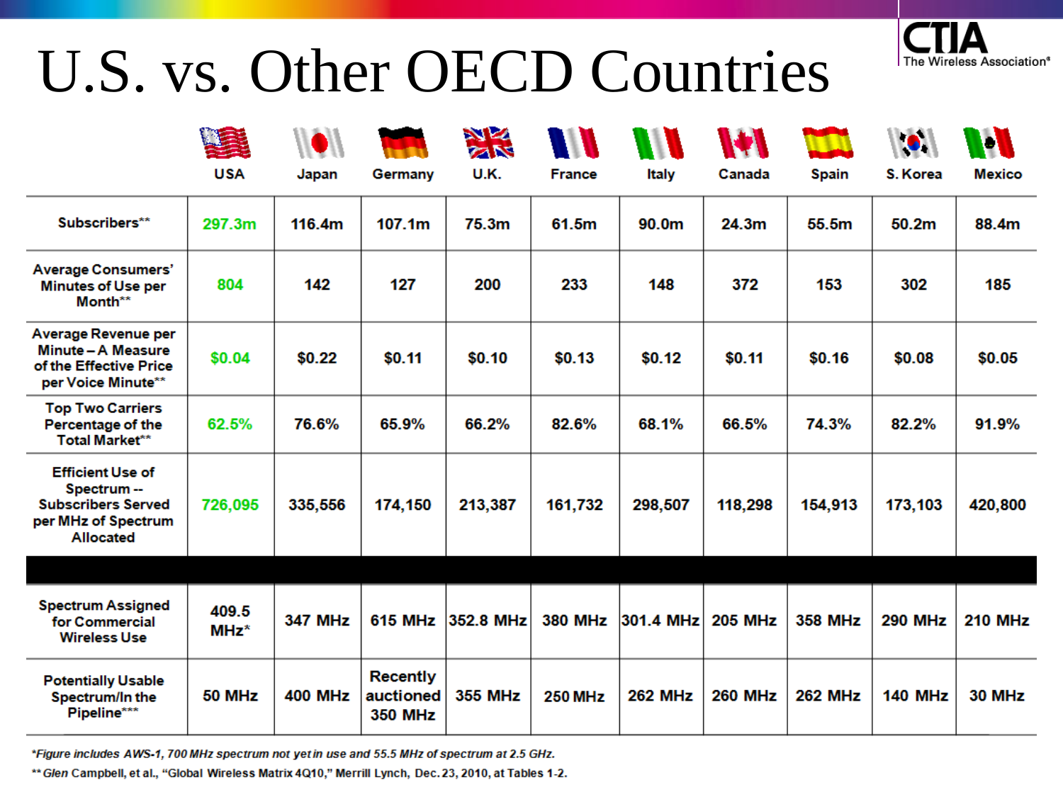# U.S. vs. Other OECD Countries

CTIA The Wireless Association®

| | USA | Japan | Germany | U.K. | France | Italy | Canada | Spain | S. Korea | Mexico |
|---|---|---|---|---|---|---|---|---|---|---|
| Subscribers** | 297.3m | 116.4m | 107.1m | 75.3m | 61.5m | 90.0m | 24.3m | 55.5m | 50.2m | 88.4m |
| Average Consumers' Minutes of Use per Month** | 804 | 142 | 127 | 200 | 233 | 148 | 372 | 153 | 302 | 185 |
| Average Revenue per Minute – A Measure of the Effective Price per Voice Minute** | $0.04 | $0.22 | $0.11 | $0.10 | $0.13 | $0.12 | $0.11 | $0.16 | $0.08 | $0.05 |
| Top Two Carriers Percentage of the Total Market** | 62.5% | 76.6% | 65.9% | 66.2% | 82.6% | 68.1% | 66.5% | 74.3% | 82.2% | 91.9% |
| Efficient Use of Spectrum -- Subscribers Served per MHz of Spectrum Allocated | 726,095 | 335,556 | 174,150 | 213,387 | 161,732 | 298,507 | 118,298 | 154,913 | 173,103 | 420,800 |
| Spectrum Assigned for Commercial Wireless Use | 409.5 MHz* | 347 MHz | 615 MHz | 352.8 MHz | 380 MHz | 301.4 MHz | 205 MHz | 358 MHz | 290 MHz | 210 MHz |
| Potentially Usable Spectrum/In the Pipeline*** | 50 MHz | 400 MHz | Recently auctioned 350 MHz | 355 MHz | 250 MHz | 262 MHz | 260 MHz | 262 MHz | 140 MHz | 30 MHz |

*Figure includes AWS-1, 700 MHz spectrum not yet in use and 55.5 MHz of spectrum at 2.5 GHz.*

** *Glen* Campbell, et al., "Global Wireless Matrix 4Q10," Merrill Lynch, Dec. 23, 2010, at Tables 1-2.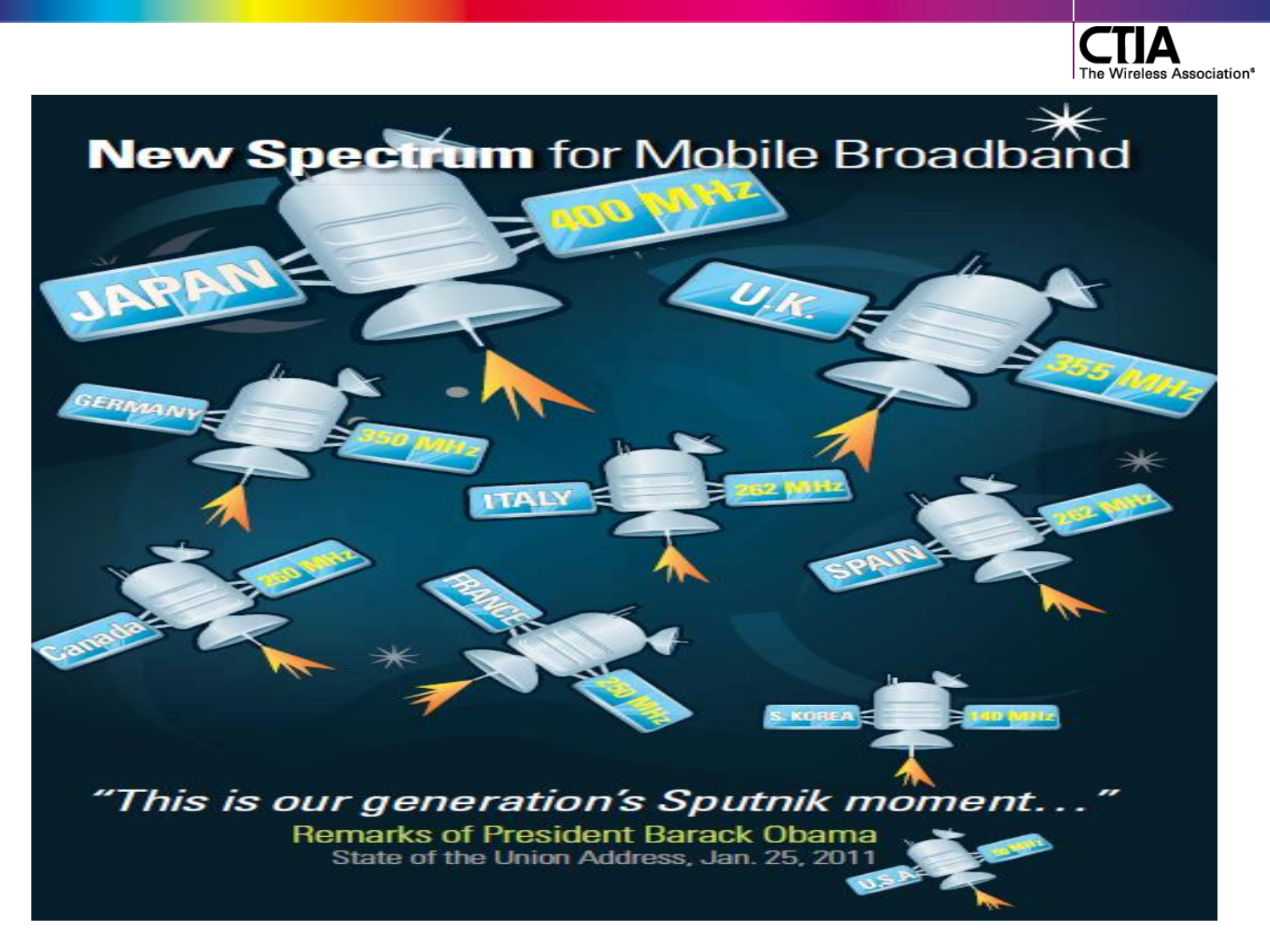# New Spectrum for Mobile Broadband

JAPAN 400 MHz

U.K. 355 MHz

GERMANY 350 MHz

ITALY 262 MHz

SPAIN 262 MHz

Canada 260 MHz

FRANCE 250 MHz

S. KOREA 140 MHz

*"This is our generation's Sputnik moment. . ."*

Remarks of President Barack Obama

State of the Union Address, Jan. 25, 2011

U.S.A.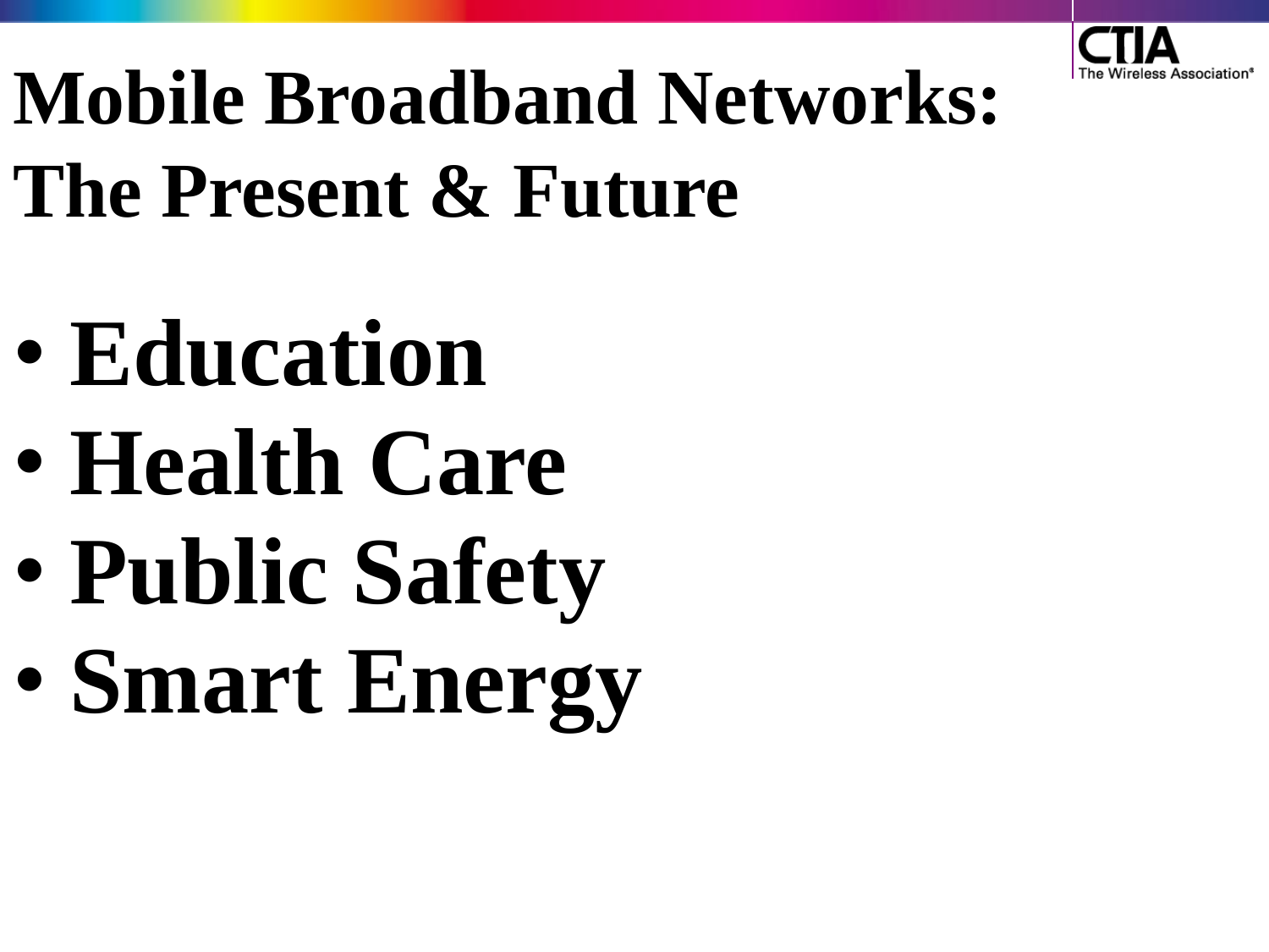# Mobile Broadband Networks: The Present & Future

- **Education**
- **Health Care**
- **Public Safety**
- **Smart Energy**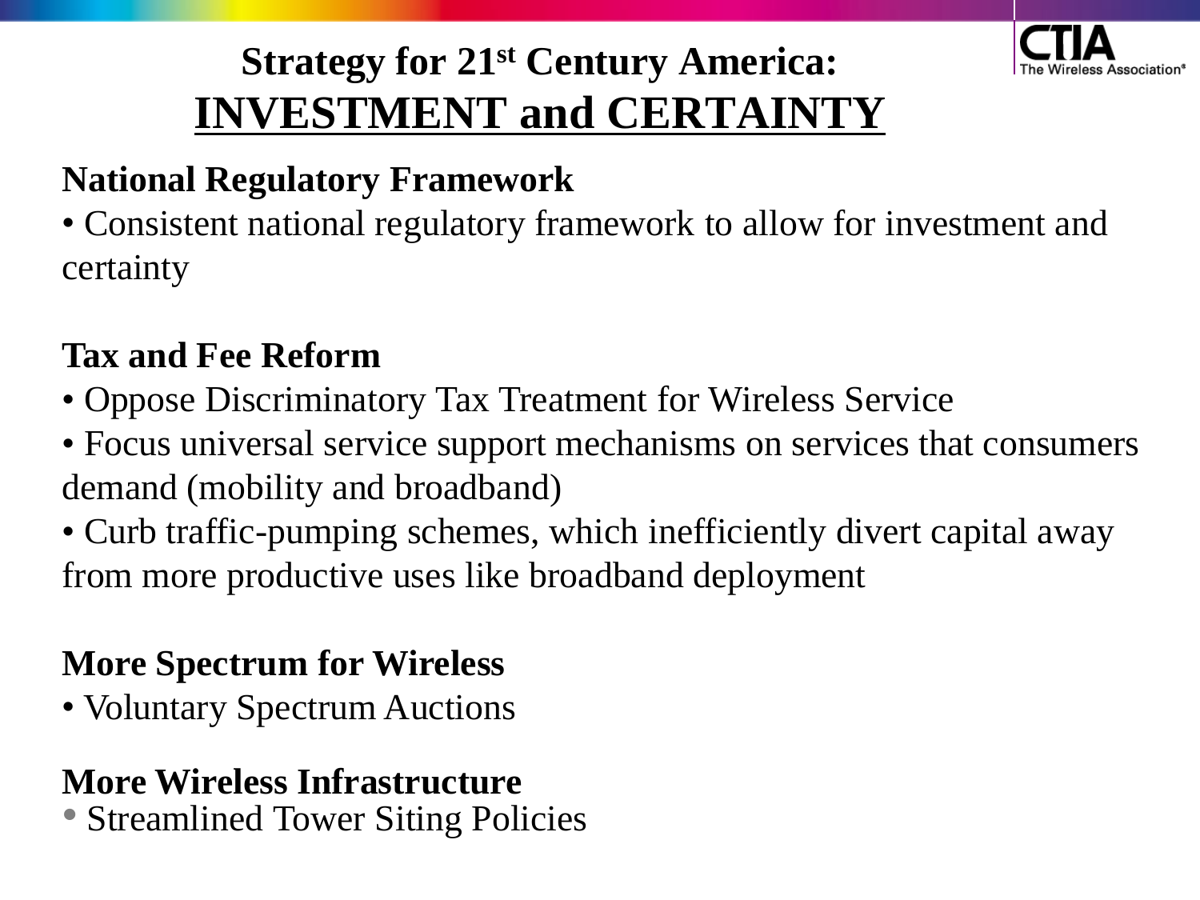# Strategy for 21st Century America: INVESTMENT and CERTAINTY

**National Regulatory Framework**

- Consistent national regulatory framework to allow for investment and certainty

**Tax and Fee Reform**

- Oppose Discriminatory Tax Treatment for Wireless Service
- Focus universal service support mechanisms on services that consumers demand (mobility and broadband)
- Curb traffic-pumping schemes, which inefficiently divert capital away from more productive uses like broadband deployment

**More Spectrum for Wireless**

- Voluntary Spectrum Auctions

**More Wireless Infrastructure**

- Streamlined Tower Siting Policies